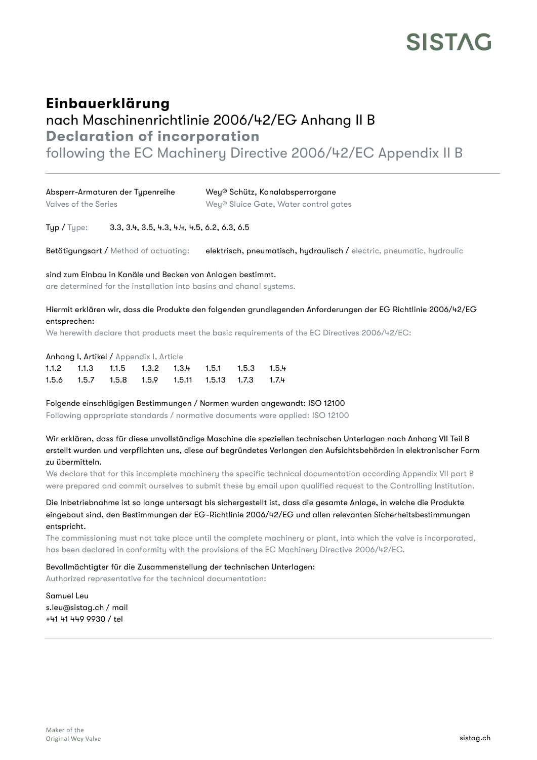SISTAG

# Einbauerklärung

nach Maschinenrichtlinie 2006/42/EG Anhang II B

## Declaration of incorporation

following the EC Machinery Directive 2006/42/EC Appendix II B

---

Absperr-Armaturen der Typenreihe — Wey® Schütz, Kanalabsperrorgane
Valves of the Series — Wey® Sluice Gate, Water control gates

Typ / Type: 3.3, 3.4, 3.5, 4.3, 4.4, 4.5, 6.2, 6.3, 6.5

Betätigungsart / Method of actuating: elektrisch, pneumatisch, hydraulisch / electric, pneumatic, hydraulic

sind zum Einbau in Kanäle und Becken von Anlagen bestimmt.
are determined for the installation into basins and chanal systems.

Hiermit erklären wir, dass die Produkte den folgenden grundlegenden Anforderungen der EG Richtlinie 2006/42/EG entsprechen:
We herewith declare that products meet the basic requirements of the EC Directives 2006/42/EC:

Anhang I, Artikel / Appendix I, Article

| | | | | | | | |
|---|---|---|---|---|---|---|---|
| 1.1.2 | 1.1.3 | 1.1.5 | 1.3.2 | 1.3.4 | 1.5.1 | 1.5.3 | 1.5.4 |
| 1.5.6 | 1.5.7 | 1.5.8 | 1.5.9 | 1.5.11 | 1.5.13 | 1.7.3 | 1.7.4 |

Folgende einschlägigen Bestimmungen / Normen wurden angewandt: ISO 12100
Following appropriate standards / normative documents were applied: ISO 12100

Wir erklären, dass für diese unvollständige Maschine die speziellen technischen Unterlagen nach Anhang VII Teil B erstellt wurden und verpflichten uns, diese auf begründetes Verlangen den Aufsichtsbehörden in elektronischer Form zu übermitteln.
We declare that for this incomplete machinery the specific technical documentation according Appendix VII part B were prepared and commit ourselves to submit these by email upon qualified request to the Controlling Institution.

Die Inbetriebnahme ist so lange untersagt bis sichergestellt ist, dass die gesamte Anlage, in welche die Produkte eingebaut sind, den Bestimmungen der EG-Richtlinie 2006/42/EG und allen relevanten Sicherheitsbestimmungen entspricht.
The commissioning must not take place until the complete machinery or plant, into which the valve is incorporated, has been declared in conformity with the provisions of the EC Machinery Directive 2006/42/EC.

Bevollmächtigter für die Zusammenstellung der technischen Unterlagen:
Authorized representative for the technical documentation:

Samuel Leu
s.leu@sistag.ch / mail
+41 41 449 9930 / tel

---

Maker of the
Original Wey Valve

sistag.ch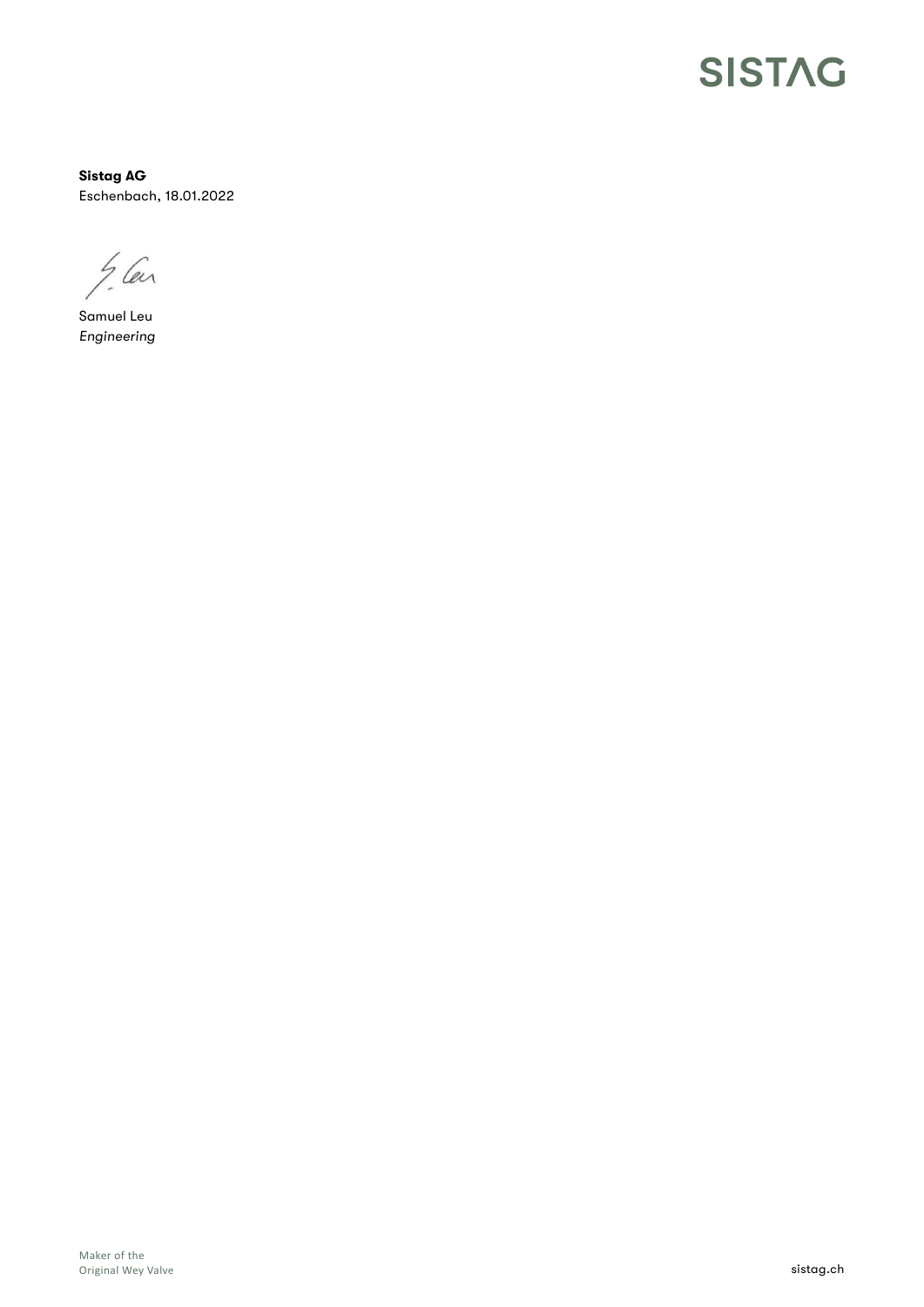**Sistag AG**
Eschenbach, 18.01.2022

Samuel Leu
*Engineering*